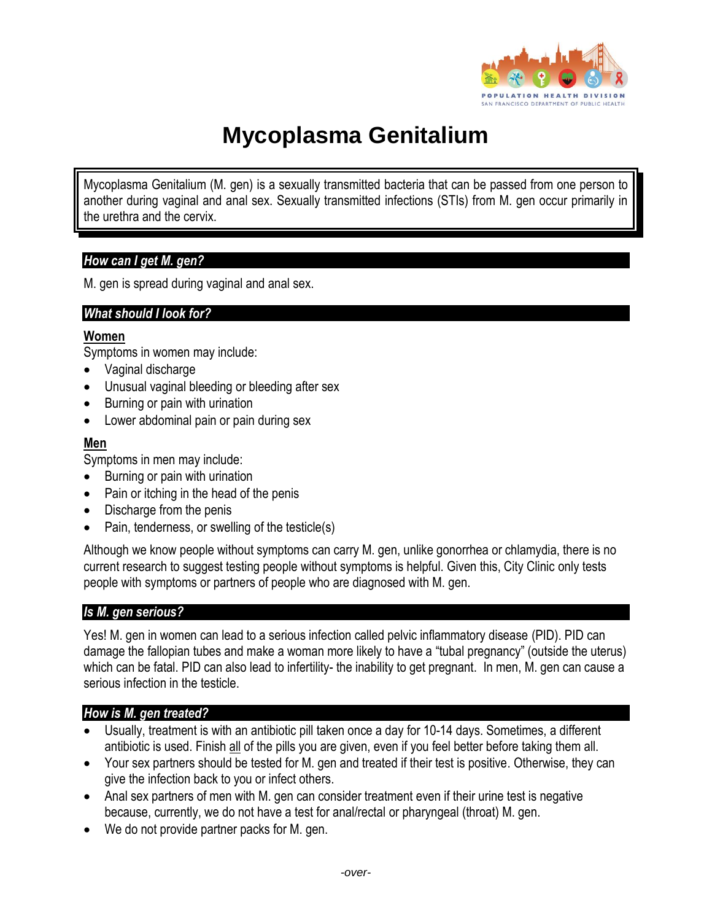POPULATION HEALTH DIVISION
SAN FRANCISCO DEPARTMENT OF PUBLIC HEALTH

# Mycoplasma Genitalium

Mycoplasma Genitalium (M. gen) is a sexually transmitted bacteria that can be passed from one person to another during vaginal and anal sex. Sexually transmitted infections (STIs) from M. gen occur primarily in the urethra and the cervix.

## *How can I get M. gen?*

M. gen is spread during vaginal and anal sex.

## *What should I look for?*

**Women**

Symptoms in women may include:

- Vaginal discharge
- Unusual vaginal bleeding or bleeding after sex
- Burning or pain with urination
- Lower abdominal pain or pain during sex

**Men**

Symptoms in men may include:

- Burning or pain with urination
- Pain or itching in the head of the penis
- Discharge from the penis
- Pain, tenderness, or swelling of the testicle(s)

Although we know people without symptoms can carry M. gen, unlike gonorrhea or chlamydia, there is no current research to suggest testing people without symptoms is helpful. Given this, City Clinic only tests people with symptoms or partners of people who are diagnosed with M. gen.

## *Is M. gen serious?*

Yes! M. gen in women can lead to a serious infection called pelvic inflammatory disease (PID). PID can damage the fallopian tubes and make a woman more likely to have a "tubal pregnancy" (outside the uterus) which can be fatal. PID can also lead to infertility- the inability to get pregnant. In men, M. gen can cause a serious infection in the testicle.

## *How is M. gen treated?*

- Usually, treatment is with an antibiotic pill taken once a day for 10-14 days. Sometimes, a different antibiotic is used. Finish <u>all</u> of the pills you are given, even if you feel better before taking them all.
- Your sex partners should be tested for M. gen and treated if their test is positive. Otherwise, they can give the infection back to you or infect others.
- Anal sex partners of men with M. gen can consider treatment even if their urine test is negative because, currently, we do not have a test for anal/rectal or pharyngeal (throat) M. gen.
- We do not provide partner packs for M. gen.

*-over-*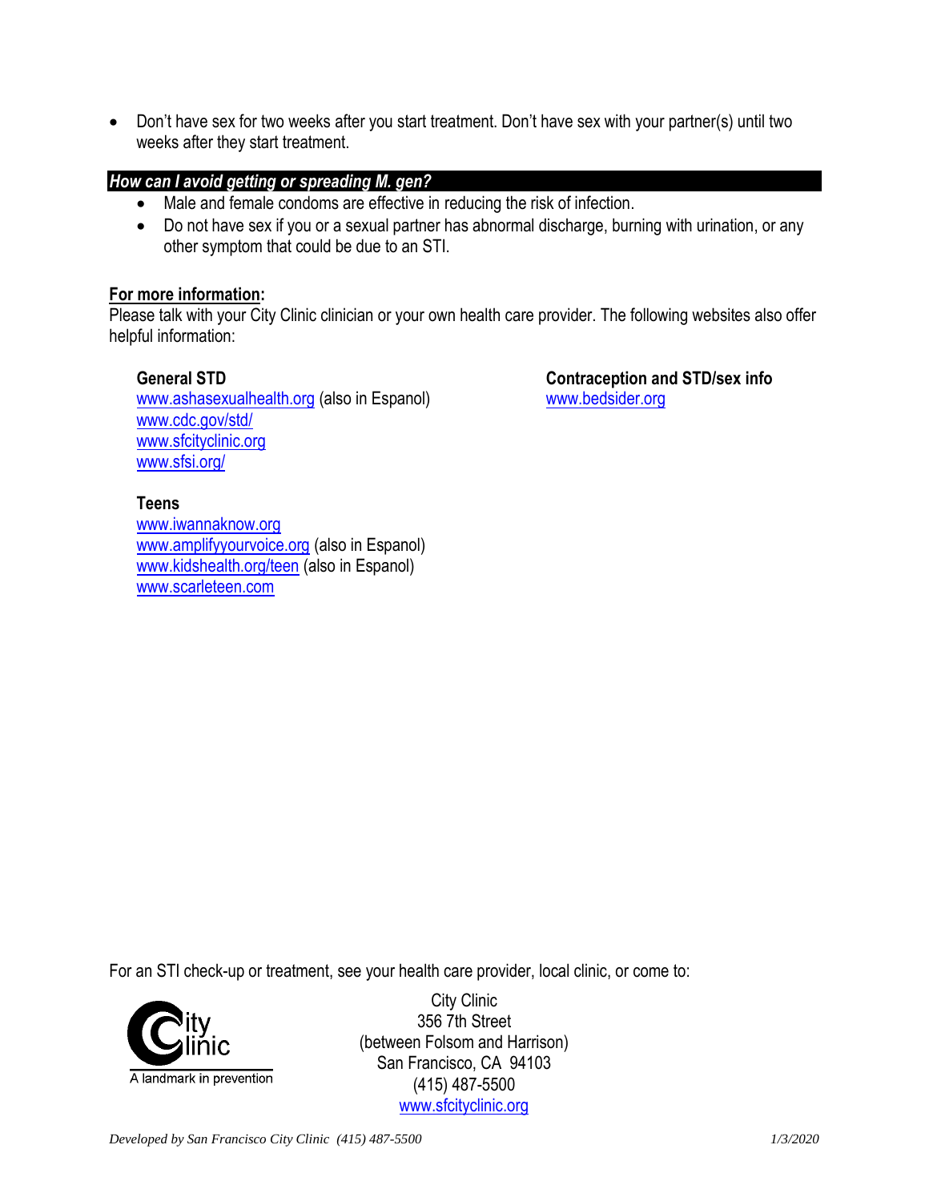- Don't have sex for two weeks after you start treatment. Don't have sex with your partner(s) until two weeks after they start treatment.

## *How can I avoid getting or spreading M. gen?*

- Male and female condoms are effective in reducing the risk of infection.
- Do not have sex if you or a sexual partner has abnormal discharge, burning with urination, or any other symptom that could be due to an STI.

**For more information:**

Please talk with your City Clinic clinician or your own health care provider. The following websites also offer helpful information:

**General STD**

www.ashasexualhealth.org (also in Espanol)
www.cdc.gov/std/
www.sfcityclinic.org
www.sfsi.org/

**Contraception and STD/sex info**

www.bedsider.org

**Teens**

www.iwannaknow.org
www.amplifyyourvoice.org (also in Espanol)
www.kidshealth.org/teen (also in Espanol)
www.scarleteen.com

For an STI check-up or treatment, see your health care provider, local clinic, or come to:

City Clinic
A landmark in prevention

City Clinic
356 7th Street
(between Folsom and Harrison)
San Francisco, CA 94103
(415) 487-5500
www.sfcityclinic.org

*Developed by San Francisco City Clinic (415) 487-5500* *1/3/2020*